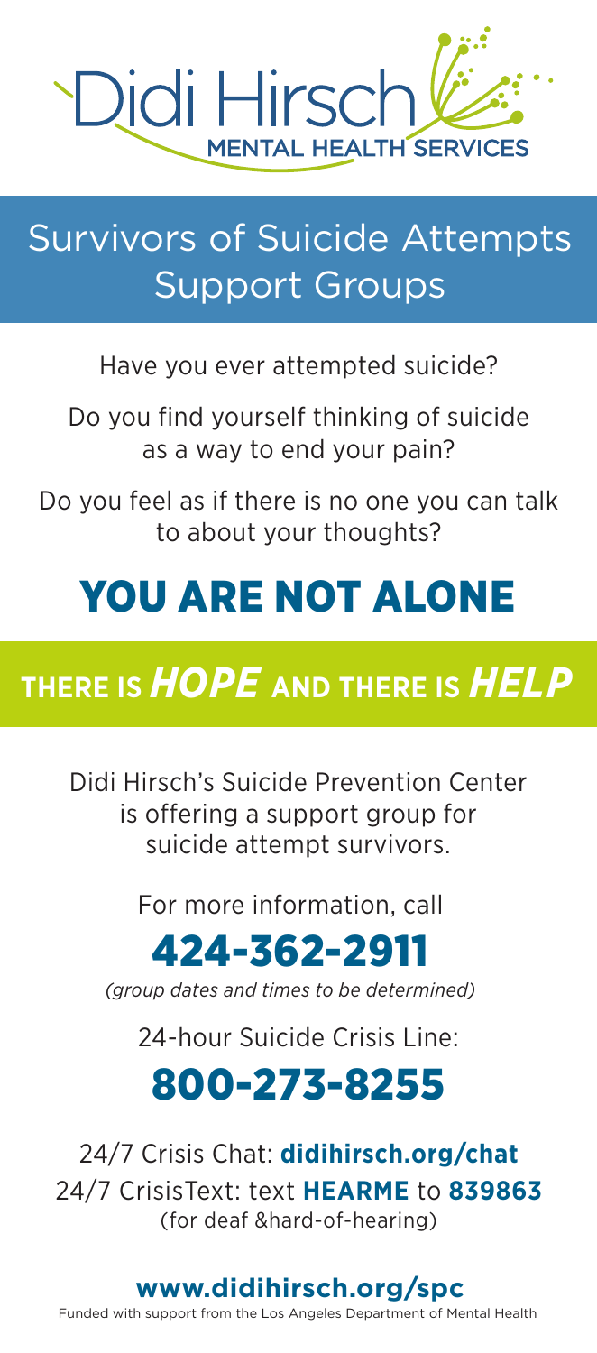Didi Hirsch
MENTAL HEALTH SERVICES

# Survivors of Suicide Attempts Support Groups

Have you ever attempted suicide?

Do you find yourself thinking of suicide as a way to end your pain?

Do you feel as if there is no one you can talk to about your thoughts?

# YOU ARE NOT ALONE

## THERE IS *HOPE* AND THERE IS *HELP*

Didi Hirsch's Suicide Prevention Center is offering a support group for suicide attempt survivors.

For more information, call

## 424-362-2911

*(group dates and times to be determined)*

24-hour Suicide Crisis Line:

## 800-273-8255

24/7 Crisis Chat: **didihirsch.org/chat**
24/7 CrisisText: text **HEARME** to **839863**
(for deaf &hard-of-hearing)

**www.didihirsch.org/spc**

Funded with support from the Los Angeles Department of Mental Health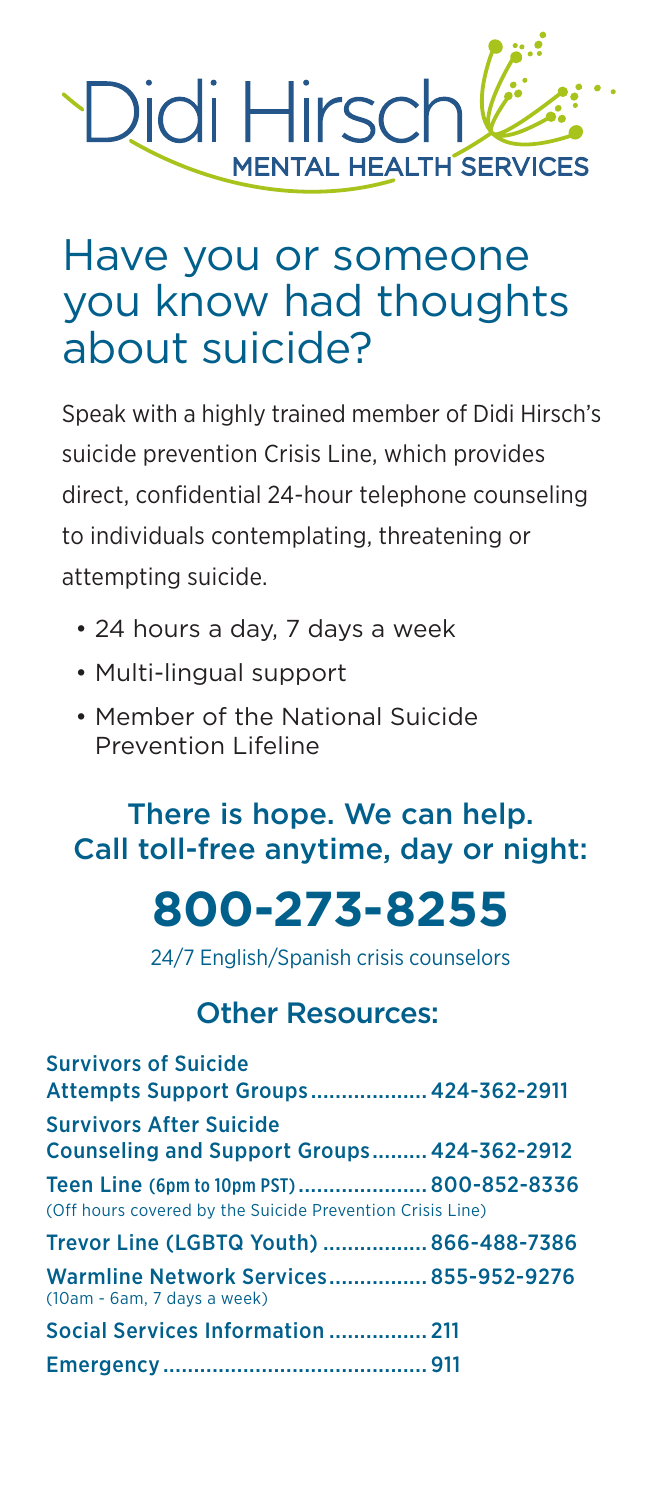Didi Hirsch
MENTAL HEALTH SERVICES

# Have you or someone you know had thoughts about suicide?

Speak with a highly trained member of Didi Hirsch's suicide prevention Crisis Line, which provides direct, confidential 24-hour telephone counseling to individuals contemplating, threatening or attempting suicide.

- 24 hours a day, 7 days a week
- Multi-lingual support
- Member of the National Suicide Prevention Lifeline

## There is hope. We can help. Call toll-free anytime, day or night:

# 800-273-8255

24/7 English/Spanish crisis counselors

## Other Resources:

**Survivors of Suicide Attempts Support Groups** .................. **424-362-2911**

**Survivors After Suicide Counseling and Support Groups** ......... **424-362-2912**

**Teen Line** (6pm to 10pm PST) ..................... **800-852-8336**
(Off hours covered by the Suicide Prevention Crisis Line)

**Trevor Line (LGBTQ Youth)** ................. **866-488-7386**

**Warmline Network Services** ................ **855-952-9276**
(10am - 6am, 7 days a week)

**Social Services Information** ................ **211**

**Emergency** ........................................... **911**